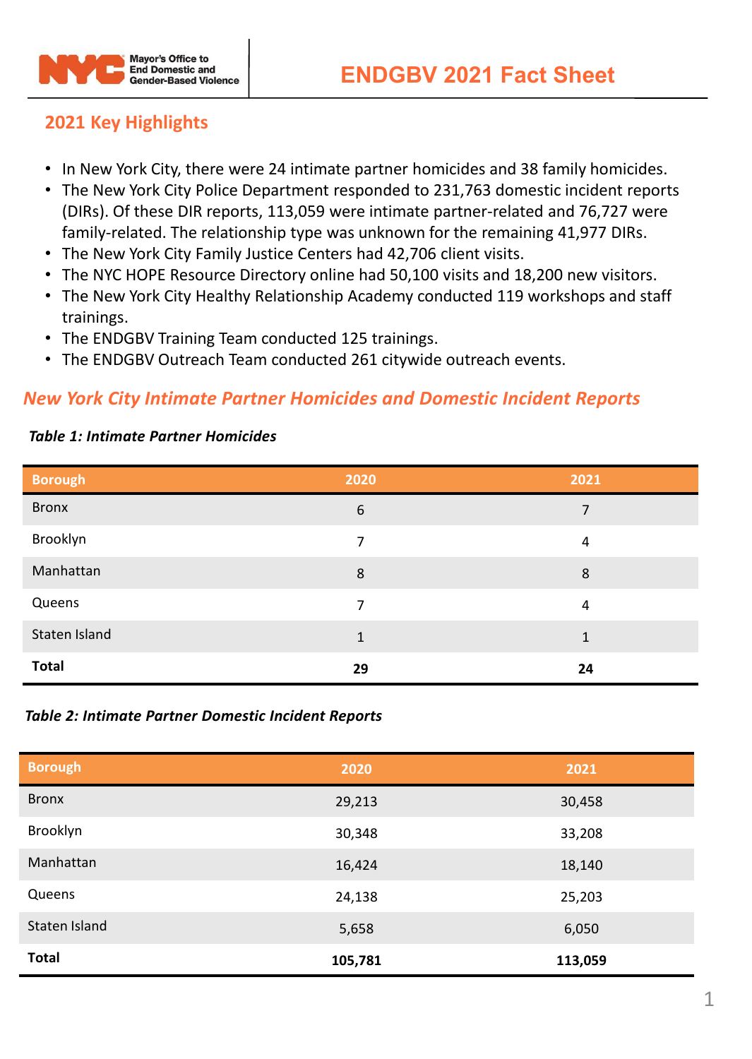Mayor's Office to End Domestic and Gender-Based Violence

# ENDGBV 2021 Fact Sheet

## 2021 Key Highlights

- In New York City, there were 24 intimate partner homicides and 38 family homicides.
- The New York City Police Department responded to 231,763 domestic incident reports (DIRs). Of these DIR reports, 113,059 were intimate partner-related and 76,727 were family-related. The relationship type was unknown for the remaining 41,977 DIRs.
- The New York City Family Justice Centers had 42,706 client visits.
- The NYC HOPE Resource Directory online had 50,100 visits and 18,200 new visitors.
- The New York City Healthy Relationship Academy conducted 119 workshops and staff trainings.
- The ENDGBV Training Team conducted 125 trainings.
- The ENDGBV Outreach Team conducted 261 citywide outreach events.

## *New York City Intimate Partner Homicides and Domestic Incident Reports*

***Table 1: Intimate Partner Homicides***

| Borough | 2020 | 2021 |
|---|---|---|
| Bronx | 6 | 7 |
| Brooklyn | 7 | 4 |
| Manhattan | 8 | 8 |
| Queens | 7 | 4 |
| Staten Island | 1 | 1 |
| **Total** | **29** | **24** |

***Table 2: Intimate Partner Domestic Incident Reports***

| Borough | 2020 | 2021 |
|---|---|---|
| Bronx | 29,213 | 30,458 |
| Brooklyn | 30,348 | 33,208 |
| Manhattan | 16,424 | 18,140 |
| Queens | 24,138 | 25,203 |
| Staten Island | 5,658 | 6,050 |
| **Total** | **105,781** | **113,059** |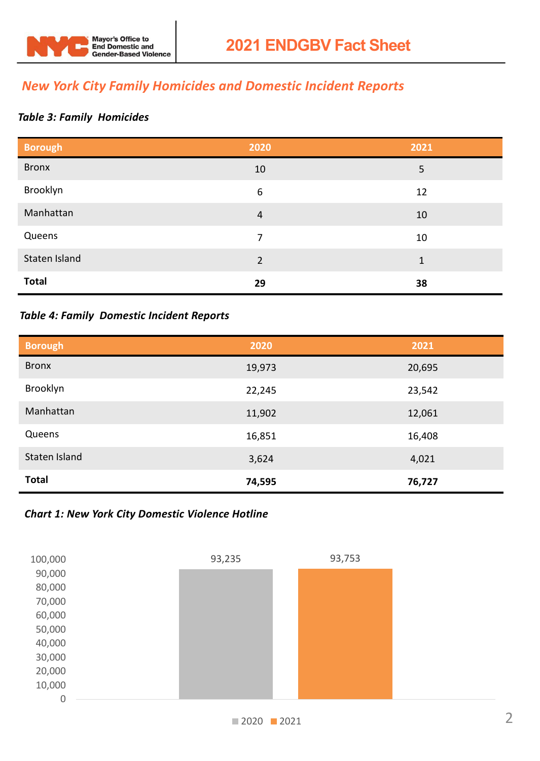Mayor's Office to End Domestic and Gender-Based Violence

# 2021 ENDGBV Fact Sheet

## *New York City Family Homicides and Domestic Incident Reports*

***Table 3: Family Homicides***

| Borough | 2020 | 2021 |
|---|---|---|
| Bronx | 10 | 5 |
| Brooklyn | 6 | 12 |
| Manhattan | 4 | 10 |
| Queens | 7 | 10 |
| Staten Island | 2 | 1 |
| **Total** | **29** | **38** |

***Table 4: Family Domestic Incident Reports***

| Borough | 2020 | 2021 |
|---|---|---|
| Bronx | 19,973 | 20,695 |
| Brooklyn | 22,245 | 23,542 |
| Manhattan | 11,902 | 12,061 |
| Queens | 16,851 | 16,408 |
| Staten Island | 3,624 | 4,021 |
| **Total** | **74,595** | **76,727** |

***Chart 1: New York City Domestic Violence Hotline***

| Year | Calls |
|---|---|
| 2020 | 93,235 |
| 2021 | 93,753 |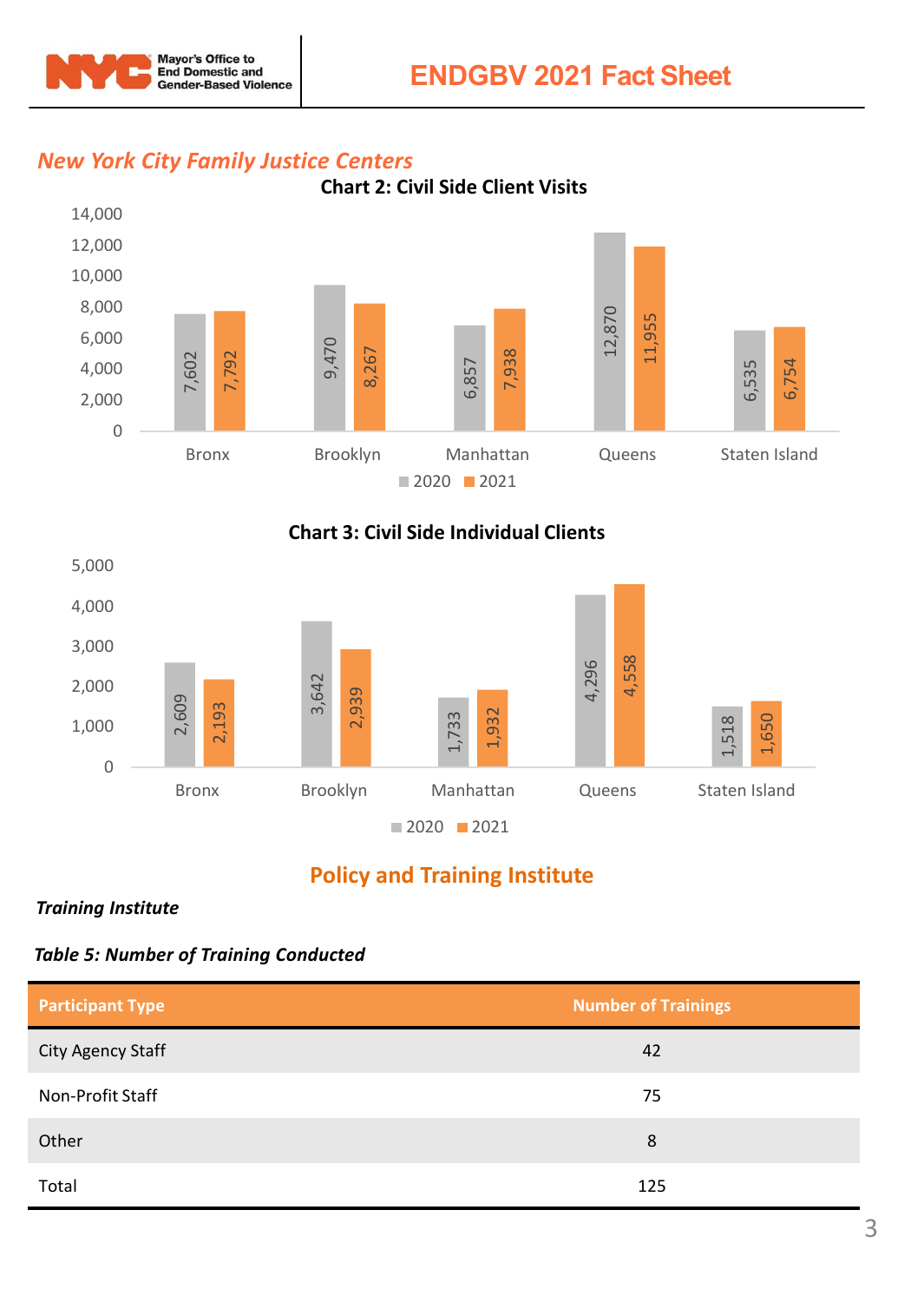## New York City Family Justice Centers

**Chart 2: Civil Side Client Visits**

| | 2020 | 2021 |
|---|---|---|
| Bronx | 7,602 | 7,792 |
| Brooklyn | 9,470 | 8,267 |
| Manhattan | 6,857 | 7,938 |
| Queens | 12,870 | 11,955 |
| Staten Island | 6,535 | 6,754 |

**Chart 3: Civil Side Individual Clients**

| | 2020 | 2021 |
|---|---|---|
| Bronx | 2,609 | 2,193 |
| Brooklyn | 3,642 | 2,939 |
| Manhattan | 1,733 | 1,932 |
| Queens | 4,296 | 4,558 |
| Staten Island | 1,518 | 1,650 |

## Policy and Training Institute

***Training Institute***

***Table 5: Number of Training Conducted***

| Participant Type | Number of Trainings |
|---|---|
| City Agency Staff | 42 |
| Non-Profit Staff | 75 |
| Other | 8 |
| Total | 125 |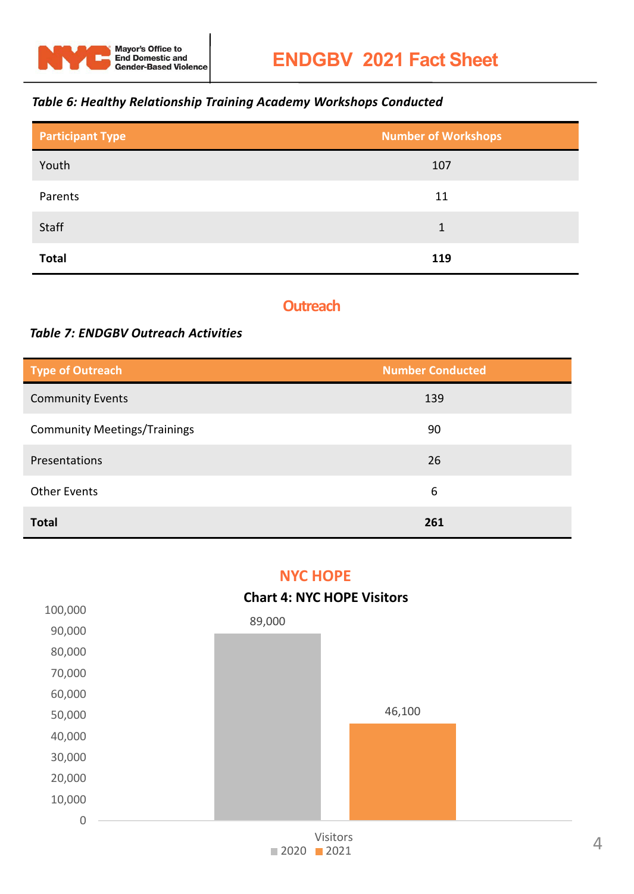*Table 6: Healthy Relationship Training Academy Workshops Conducted*

| Participant Type | Number of Workshops |
|---|---|
| Youth | 107 |
| Parents | 11 |
| Staff | 1 |
| **Total** | **119** |

## Outreach

*Table 7: ENDGBV Outreach Activities*

| Type of Outreach | Number Conducted |
|---|---|
| Community Events | 139 |
| Community Meetings/Trainings | 90 |
| Presentations | 26 |
| Other Events | 6 |
| **Total** | **261** |

## NYC HOPE

**Chart 4: NYC HOPE Visitors**

| | 2020 | 2021 |
|---|---|---|
| Visitors | 89,000 | 46,100 |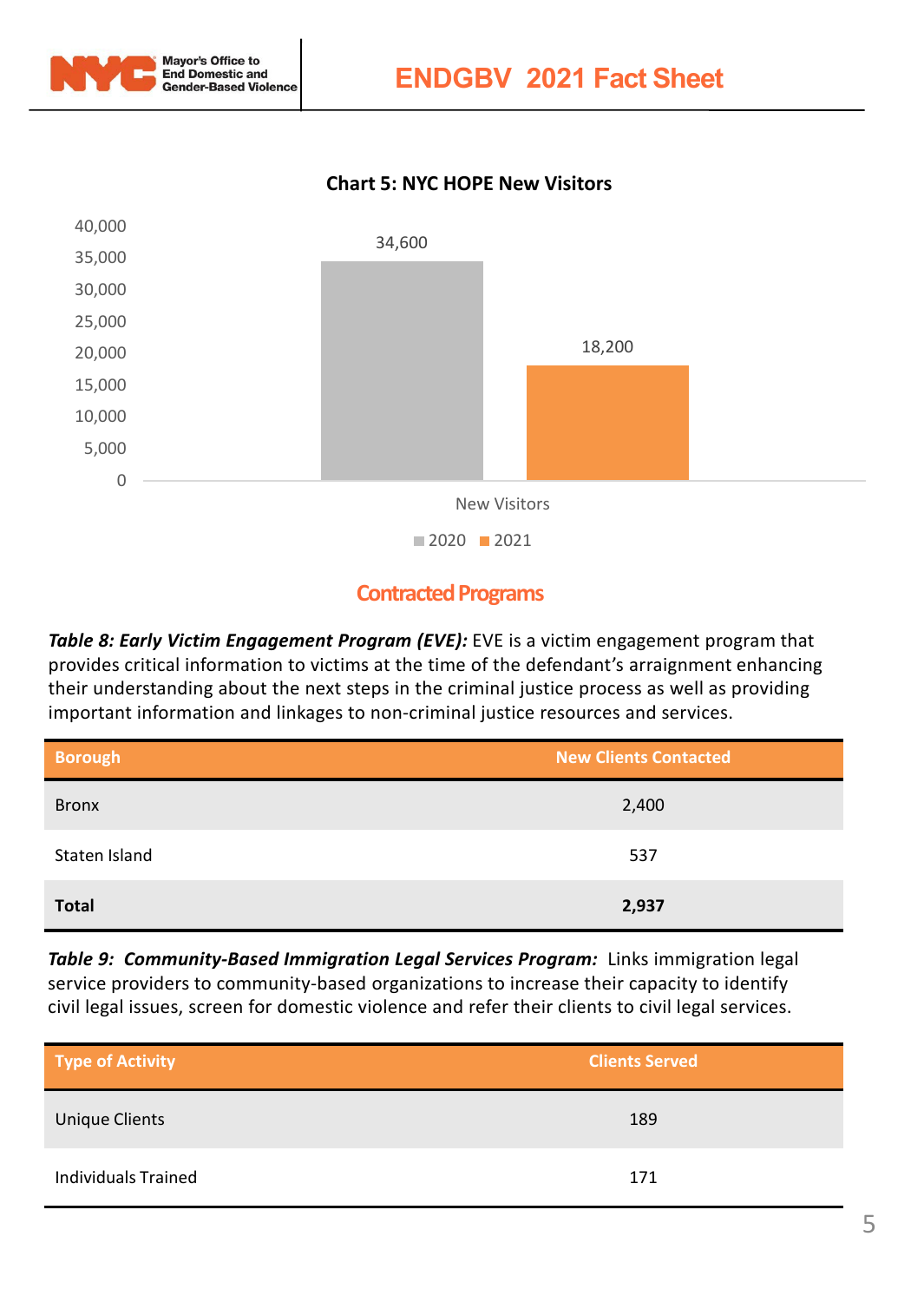**Chart 5: NYC HOPE New Visitors**

| | 2020 | 2021 |
|---|---|---|
| New Visitors | 34,600 | 18,200 |

## Contracted Programs

***Table 8: Early Victim Engagement Program (EVE):*** EVE is a victim engagement program that provides critical information to victims at the time of the defendant's arraignment enhancing their understanding about the next steps in the criminal justice process as well as providing important information and linkages to non-criminal justice resources and services.

| Borough | New Clients Contacted |
|---|---|
| Bronx | 2,400 |
| Staten Island | 537 |
| **Total** | **2,937** |

***Table 9: Community-Based Immigration Legal Services Program:*** Links immigration legal service providers to community-based organizations to increase their capacity to identify civil legal issues, screen for domestic violence and refer their clients to civil legal services.

| Type of Activity | Clients Served |
|---|---|
| Unique Clients | 189 |
| Individuals Trained | 171 |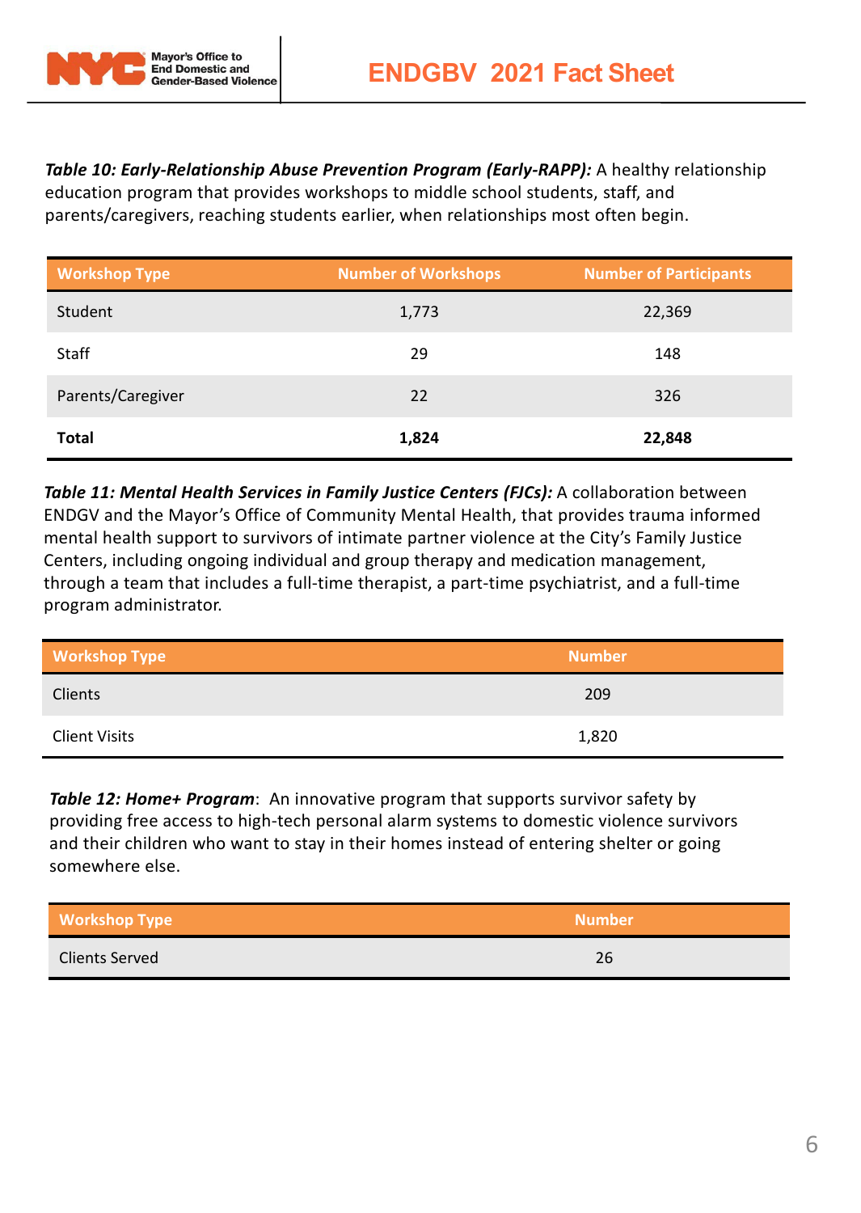**Table 10: Early-Relationship Abuse Prevention Program (Early-RAPP):** A healthy relationship education program that provides workshops to middle school students, staff, and parents/caregivers, reaching students earlier, when relationships most often begin.

| Workshop Type | Number of Workshops | Number of Participants |
|---|---|---|
| Student | 1,773 | 22,369 |
| Staff | 29 | 148 |
| Parents/Caregiver | 22 | 326 |
| **Total** | **1,824** | **22,848** |

**Table 11: Mental Health Services in Family Justice Centers (FJCs):** A collaboration between ENDGV and the Mayor's Office of Community Mental Health, that provides trauma informed mental health support to survivors of intimate partner violence at the City's Family Justice Centers, including ongoing individual and group therapy and medication management, through a team that includes a full-time therapist, a part-time psychiatrist, and a full-time program administrator.

| Workshop Type | Number |
|---|---|
| Clients | 209 |
| Client Visits | 1,820 |

**Table 12: Home+ Program**: An innovative program that supports survivor safety by providing free access to high-tech personal alarm systems to domestic violence survivors and their children who want to stay in their homes instead of entering shelter or going somewhere else.

| Workshop Type | Number |
|---|---|
| Clients Served | 26 |